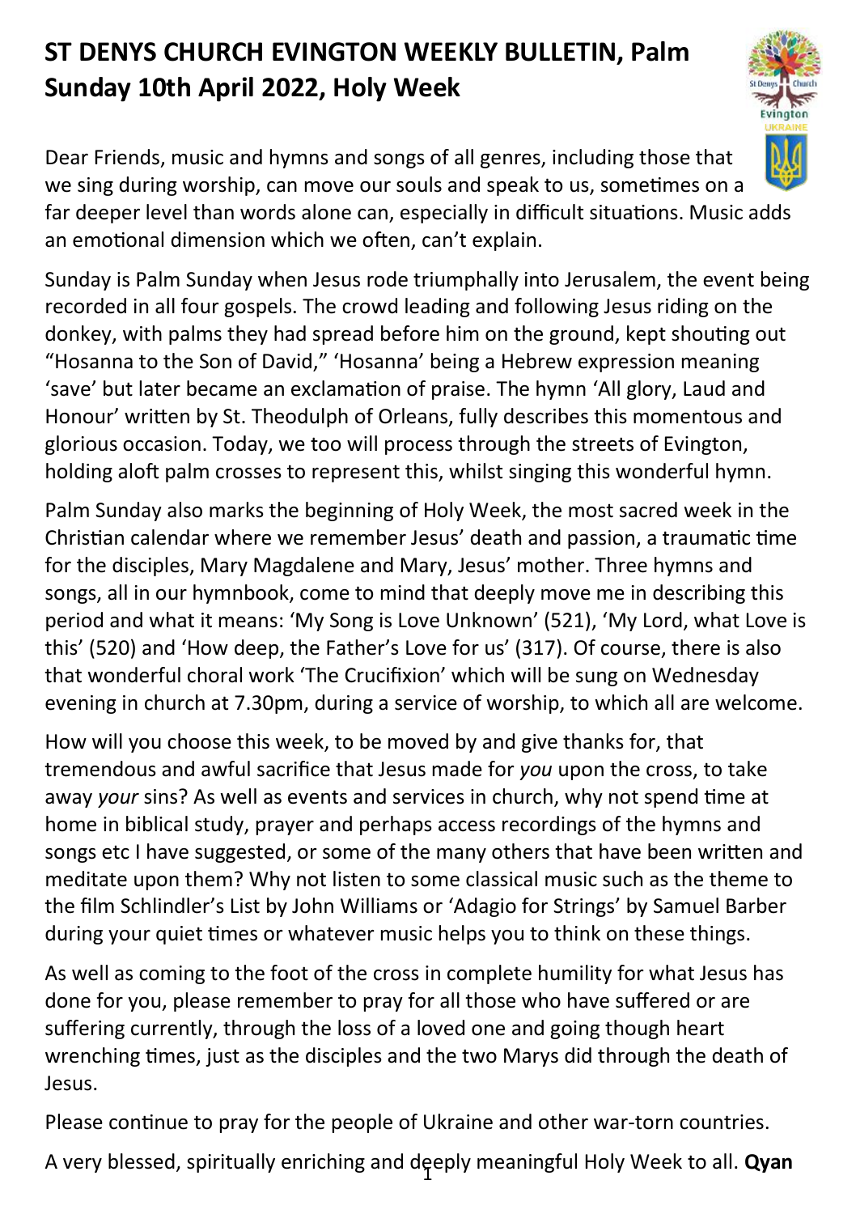# ST DENYS CHURCH EVINGTON WEEKLY BULLETIN, Palm Sunday 10th April 2022, Holy Week

Dear Friends, music and hymns and songs of all genres, including those that we sing during worship, can move our souls and speak to us, sometimes on a far deeper level than words alone can, especially in difficult situations. Music adds an emotional dimension which we often, can't explain.

Sunday is Palm Sunday when Jesus rode triumphally into Jerusalem, the event being recorded in all four gospels. The crowd leading and following Jesus riding on the donkey, with palms they had spread before him on the ground, kept shouting out "Hosanna to the Son of David," 'Hosanna' being a Hebrew expression meaning 'save' but later became an exclamation of praise. The hymn 'All glory, Laud and Honour' written by St. Theodulph of Orleans, fully describes this momentous and glorious occasion. Today, we too will process through the streets of Evington, holding aloft palm crosses to represent this, whilst singing this wonderful hymn.

Palm Sunday also marks the beginning of Holy Week, the most sacred week in the Christian calendar where we remember Jesus' death and passion, a traumatic time for the disciples, Mary Magdalene and Mary, Jesus' mother. Three hymns and songs, all in our hymnbook, come to mind that deeply move me in describing this period and what it means: 'My Song is Love Unknown' (521), 'My Lord, what Love is this' (520) and 'How deep, the Father's Love for us' (317). Of course, there is also that wonderful choral work 'The Crucifixion' which will be sung on Wednesday evening in church at 7.30pm, during a service of worship, to which all are welcome.

How will you choose this week, to be moved by and give thanks for, that tremendous and awful sacrifice that Jesus made for *you* upon the cross, to take away *your* sins? As well as events and services in church, why not spend time at home in biblical study, prayer and perhaps access recordings of the hymns and songs etc I have suggested, or some of the many others that have been written and meditate upon them? Why not listen to some classical music such as the theme to the film Schlindler's List by John Williams or 'Adagio for Strings' by Samuel Barber during your quiet times or whatever music helps you to think on these things.

As well as coming to the foot of the cross in complete humility for what Jesus has done for you, please remember to pray for all those who have suffered or are suffering currently, through the loss of a loved one and going though heart wrenching times, just as the disciples and the two Marys did through the death of Jesus.

Please continue to pray for the people of Ukraine and other war-torn countries.

A very blessed, spiritually enriching and deeply meaningful Holy Week to all. **Qyan**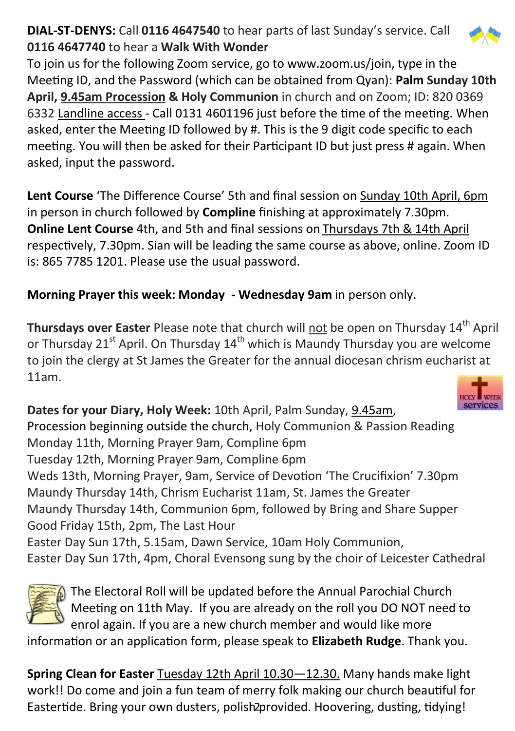**DIAL-ST-DENYS:** Call **0116 4647540** to hear parts of last Sunday's service. Call **0116 4647740** to hear a **Walk With Wonder**

To join us for the following Zoom service, go to www.zoom.us/join, type in the Meeting ID, and the Password (which can be obtained from Qyan): **Palm Sunday 10th April, 9.45am Procession & Holy Communion** in church and on Zoom; ID: 820 0369 6332 Landline access - Call 0131 4601196 just before the time of the meeting. When asked, enter the Meeting ID followed by #. This is the 9 digit code specific to each meeting. You will then be asked for their Participant ID but just press # again. When asked, input the password.

**Lent Course** 'The Difference Course' 5th and final session on Sunday 10th April, 6pm in person in church followed by **Compline** finishing at approximately 7.30pm. **Online Lent Course** 4th, and 5th and final sessions on Thursdays 7th & 14th April respectively, 7.30pm. Sian will be leading the same course as above, online. Zoom ID is: 865 7785 1201. Please use the usual password.

**Morning Prayer this week: Monday - Wednesday 9am** in person only.

**Thursdays over Easter** Please note that church will not be open on Thursday 14th April or Thursday 21st April. On Thursday 14th which is Maundy Thursday you are welcome to join the clergy at St James the Greater for the annual diocesan chrism eucharist at 11am.

**Dates for your Diary, Holy Week:** 10th April, Palm Sunday, 9.45am, Procession beginning outside the church, Holy Communion & Passion Reading
Monday 11th, Morning Prayer 9am, Compline 6pm
Tuesday 12th, Morning Prayer 9am, Compline 6pm
Weds 13th, Morning Prayer, 9am, Service of Devotion 'The Crucifixion' 7.30pm
Maundy Thursday 14th, Chrism Eucharist 11am, St. James the Greater
Maundy Thursday 14th, Communion 6pm, followed by Bring and Share Supper
Good Friday 15th, 2pm, The Last Hour
Easter Day Sun 17th, 5.15am, Dawn Service, 10am Holy Communion,
Easter Day Sun 17th, 4pm, Choral Evensong sung by the choir of Leicester Cathedral

The Electoral Roll will be updated before the Annual Parochial Church Meeting on 11th May. If you are already on the roll you DO NOT need to enrol again. If you are a new church member and would like more information or an application form, please speak to **Elizabeth Rudge**. Thank you.

**Spring Clean for Easter** Tuesday 12th April 10.30—12.30. Many hands make light work!! Do come and join a fun team of merry folk making our church beautiful for Eastertide. Bring your own dusters, polish provided. Hoovering, dusting, tidying!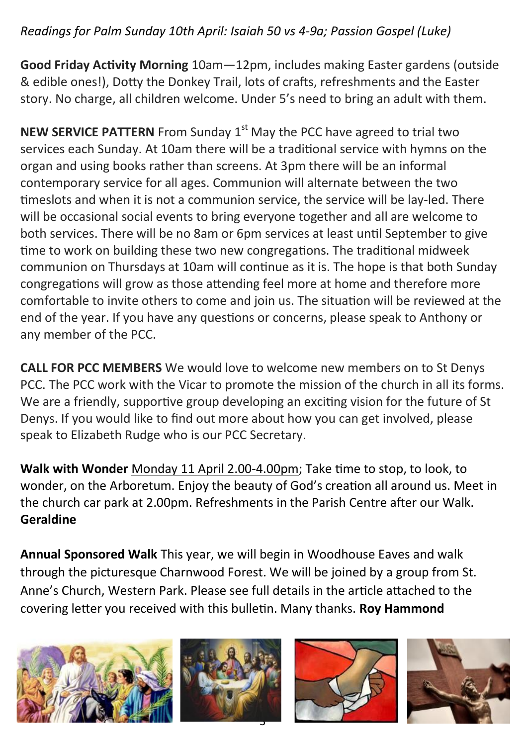*Readings for Palm Sunday 10th April: Isaiah 50 vs 4-9a; Passion Gospel (Luke)*

**Good Friday Activity Morning** 10am—12pm, includes making Easter gardens (outside & edible ones!), Dotty the Donkey Trail, lots of crafts, refreshments and the Easter story. No charge, all children welcome. Under 5's need to bring an adult with them.

**NEW SERVICE PATTERN** From Sunday 1st May the PCC have agreed to trial two services each Sunday. At 10am there will be a traditional service with hymns on the organ and using books rather than screens. At 3pm there will be an informal contemporary service for all ages. Communion will alternate between the two timeslots and when it is not a communion service, the service will be lay-led. There will be occasional social events to bring everyone together and all are welcome to both services. There will be no 8am or 6pm services at least until September to give time to work on building these two new congregations. The traditional midweek communion on Thursdays at 10am will continue as it is. The hope is that both Sunday congregations will grow as those attending feel more at home and therefore more comfortable to invite others to come and join us. The situation will be reviewed at the end of the year. If you have any questions or concerns, please speak to Anthony or any member of the PCC.

**CALL FOR PCC MEMBERS** We would love to welcome new members on to St Denys PCC. The PCC work with the Vicar to promote the mission of the church in all its forms. We are a friendly, supportive group developing an exciting vision for the future of St Denys. If you would like to find out more about how you can get involved, please speak to Elizabeth Rudge who is our PCC Secretary.

**Walk with Wonder** Monday 11 April 2.00-4.00pm; Take time to stop, to look, to wonder, on the Arboretum. Enjoy the beauty of God's creation all around us. Meet in the church car park at 2.00pm. Refreshments in the Parish Centre after our Walk. **Geraldine**

**Annual Sponsored Walk** This year, we will begin in Woodhouse Eaves and walk through the picturesque Charnwood Forest. We will be joined by a group from St. Anne's Church, Western Park. Please see full details in the article attached to the covering letter you received with this bulletin. Many thanks. **Roy Hammond**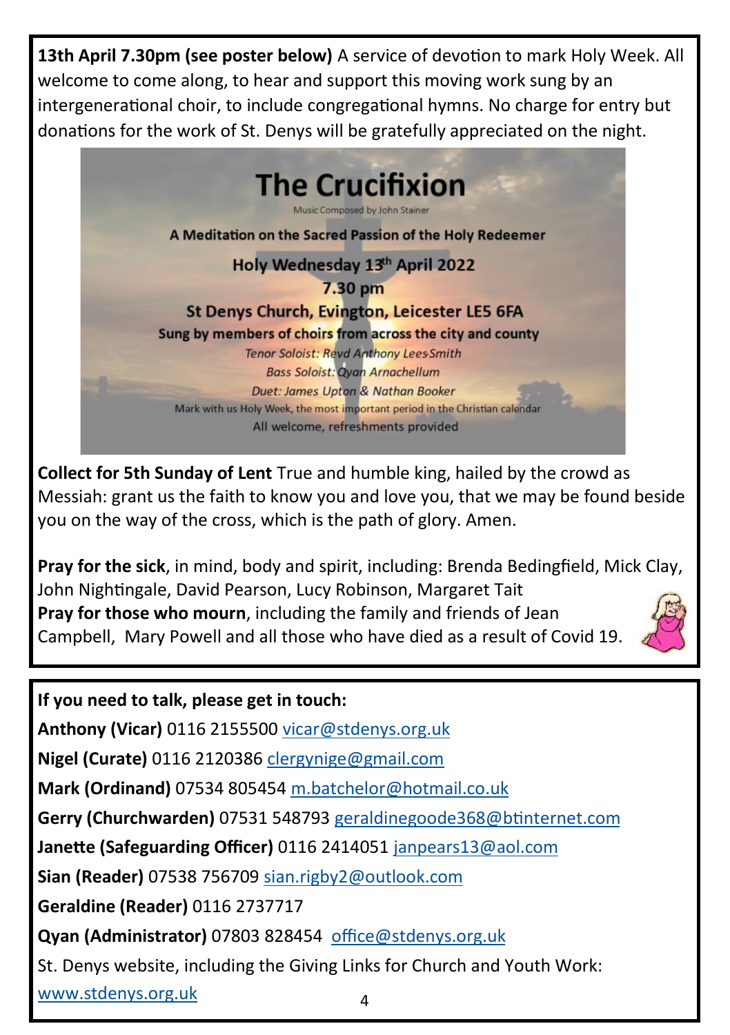**13th April 7.30pm (see poster below)** A service of devotion to mark Holy Week. All welcome to come along, to hear and support this moving work sung by an intergenerational choir, to include congregational hymns. No charge for entry but donations for the work of St. Denys will be gratefully appreciated on the night.

## The Crucifixion

Music Composed by John Stainer

**A Meditation on the Sacred Passion of the Holy Redeemer**

**Holy Wednesday 13th April 2022**

**7.30 pm**

**St Denys Church, Evington, Leicester LE5 6FA**

**Sung by members of choirs from across the city and county**

*Tenor Soloist: Revd Anthony Lees-Smith*

*Bass Soloist: Qyan Arnachellum*

*Duet: James Upton & Nathan Booker*

Mark with us Holy Week, the most important period in the Christian calendar

All welcome, refreshments provided

**Collect for 5th Sunday of Lent** True and humble king, hailed by the crowd as Messiah: grant us the faith to know you and love you, that we may be found beside you on the way of the cross, which is the path of glory. Amen.

**Pray for the sick**, in mind, body and spirit, including: Brenda Bedingfield, Mick Clay, John Nightingale, David Pearson, Lucy Robinson, Margaret Tait
**Pray for those who mourn**, including the family and friends of Jean Campbell, Mary Powell and all those who have died as a result of Covid 19.

**If you need to talk, please get in touch:**

**Anthony (Vicar)** 0116 2155500 vicar@stdenys.org.uk

**Nigel (Curate)** 0116 2120386 clergynige@gmail.com

**Mark (Ordinand)** 07534 805454 m.batchelor@hotmail.co.uk

**Gerry (Churchwarden)** 07531 548793 geraldinegoode368@btinternet.com

**Janette (Safeguarding Officer)** 0116 2414051 janpears13@aol.com

**Sian (Reader)** 07538 756709 sian.rigby2@outlook.com

**Geraldine (Reader)** 0116 2737717

**Qyan (Administrator)** 07803 828454 office@stdenys.org.uk

St. Denys website, including the Giving Links for Church and Youth Work:
www.stdenys.org.uk